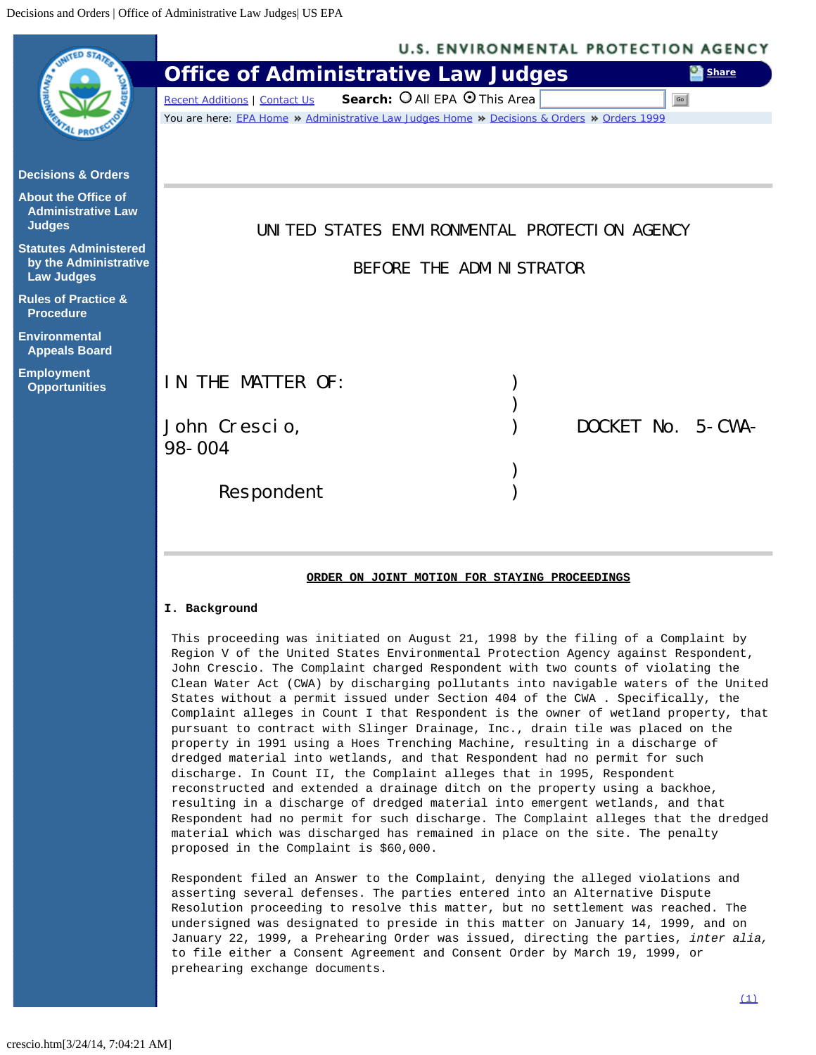UNITED STATES ENVIRONMENTAL PROTECTION AGENCY

BEFORE THE ADMINISTRATOR

| | | |
|---|---|---|
| IN THE MATTER OF: | ) | |
| | ) | |
| John Crescio, | ) | DOCKET No. 5-CWA-98-004 |
| | ) | |
| Respondent | ) | |

**ORDER ON JOINT MOTION FOR STAYING PROCEEDINGS**

**I. Background**

This proceeding was initiated on August 21, 1998 by the filing of a Complaint by Region V of the United States Environmental Protection Agency against Respondent, John Crescio. The Complaint charged Respondent with two counts of violating the Clean Water Act (CWA) by discharging pollutants into navigable waters of the United States without a permit issued under Section 404 of the CWA . Specifically, the Complaint alleges in Count I that Respondent is the owner of wetland property, that pursuant to contract with Slinger Drainage, Inc., drain tile was placed on the property in 1991 using a Hoes Trenching Machine, resulting in a discharge of dredged material into wetlands, and that Respondent had no permit for such discharge. In Count II, the Complaint alleges that in 1995, Respondent reconstructed and extended a drainage ditch on the property using a backhoe, resulting in a discharge of dredged material into emergent wetlands, and that Respondent had no permit for such discharge. The Complaint alleges that the dredged material which was discharged has remained in place on the site. The penalty proposed in the Complaint is $60,000.

Respondent filed an Answer to the Complaint, denying the alleged violations and asserting several defenses. The parties entered into an Alternative Dispute Resolution proceeding to resolve this matter, but no settlement was reached. The undersigned was designated to preside in this matter on January 14, 1999, and on January 22, 1999, a Prehearing Order was issued, directing the parties, *inter alia,* to file either a Consent Agreement and Consent Order by March 19, 1999, or prehearing exchange documents.

[(1)]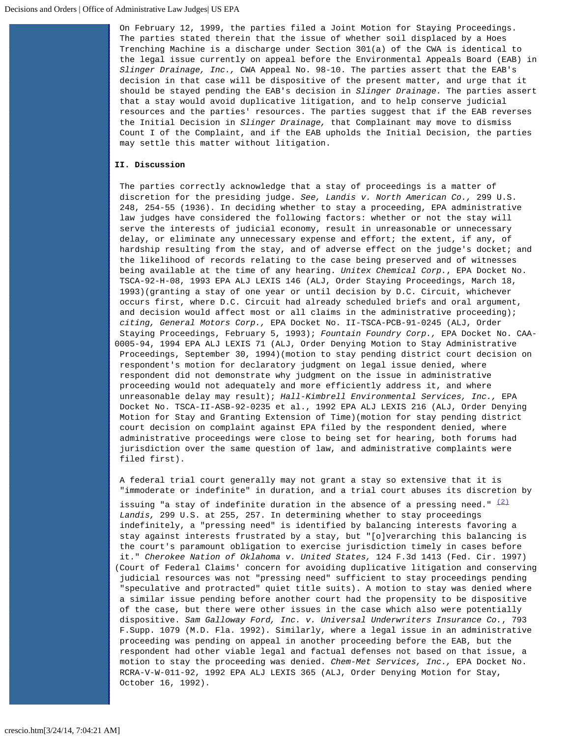On February 12, 1999, the parties filed a Joint Motion for Staying Proceedings. The parties stated therein that the issue of whether soil displaced by a Hoes Trenching Machine is a discharge under Section 301(a) of the CWA is identical to the legal issue currently on appeal before the Environmental Appeals Board (EAB) in *Slinger Drainage, Inc.,* CWA Appeal No. 98-10. The parties assert that the EAB's decision in that case will be dispositive of the present matter, and urge that it should be stayed pending the EAB's decision in *Slinger Drainage.* The parties assert that a stay would avoid duplicative litigation, and to help conserve judicial resources and the parties' resources. The parties suggest that if the EAB reverses the Initial Decision in *Slinger Drainage,* that Complainant may move to dismiss Count I of the Complaint, and if the EAB upholds the Initial Decision, the parties may settle this matter without litigation.

**II. Discussion**

The parties correctly acknowledge that a stay of proceedings is a matter of discretion for the presiding judge. *See, Landis v. North American Co.,* 299 U.S. 248, 254-55 (1936). In deciding whether to stay a proceeding, EPA administrative law judges have considered the following factors: whether or not the stay will serve the interests of judicial economy, result in unreasonable or unnecessary delay, or eliminate any unnecessary expense and effort; the extent, if any, of hardship resulting from the stay, and of adverse effect on the judge's docket; and the likelihood of records relating to the case being preserved and of witnesses being available at the time of any hearing. *Unitex Chemical Corp.*, EPA Docket No. TSCA-92-H-08, 1993 EPA ALJ LEXIS 146 (ALJ, Order Staying Proceedings, March 18, 1993)(granting a stay of one year or until decision by D.C. Circuit, whichever occurs first, where D.C. Circuit had already scheduled briefs and oral argument, and decision would affect most or all claims in the administrative proceeding); *citing, General Motors Corp.,* EPA Docket No. II-TSCA-PCB-91-0245 (ALJ, Order Staying Proceedings, February 5, 1993); *Fountain Foundry Corp.,* EPA Docket No. CAA-0005-94, 1994 EPA ALJ LEXIS 71 (ALJ, Order Denying Motion to Stay Administrative Proceedings, September 30, 1994)(motion to stay pending district court decision on respondent's motion for declaratory judgment on legal issue denied, where respondent did not demonstrate why judgment on the issue in administrative proceeding would not adequately and more efficiently address it, and where unreasonable delay may result); *Hall-Kimbrell Environmental Services, Inc.,* EPA Docket No. TSCA-II-ASB-92-0235 et al., 1992 EPA ALJ LEXIS 216 (ALJ, Order Denying Motion for Stay and Granting Extension of Time)(motion for stay pending district court decision on complaint against EPA filed by the respondent denied, where administrative proceedings were close to being set for hearing, both forums had jurisdiction over the same question of law, and administrative complaints were filed first).

A federal trial court generally may not grant a stay so extensive that it is "immoderate or indefinite" in duration, and a trial court abuses its discretion by issuing "a stay of indefinite duration in the absence of a pressing need." [(2)] *Landis,* 299 U.S. at 255, 257. In determining whether to stay proceedings indefinitely, a "pressing need" is identified by balancing interests favoring a stay against interests frustrated by a stay, but "[o]verarching this balancing is the court's paramount obligation to exercise jurisdiction timely in cases before it." *Cherokee Nation of Oklahoma v. United States,* 124 F.3d 1413 (Fed. Cir. 1997) (Court of Federal Claims' concern for avoiding duplicative litigation and conserving judicial resources was not "pressing need" sufficient to stay proceedings pending "speculative and protracted" quiet title suits). A motion to stay was denied where a similar issue pending before another court had the propensity to be dispositive of the case, but there were other issues in the case which also were potentially dispositive. *Sam Galloway Ford, Inc. v. Universal Underwriters Insurance Co.*, 793 F.Supp. 1079 (M.D. Fla. 1992). Similarly, where a legal issue in an administrative proceeding was pending on appeal in another proceeding before the EAB, but the respondent had other viable legal and factual defenses not based on that issue, a motion to stay the proceeding was denied. *Chem-Met Services, Inc.,* EPA Docket No. RCRA-V-W-011-92, 1992 EPA ALJ LEXIS 365 (ALJ, Order Denying Motion for Stay, October 16, 1992).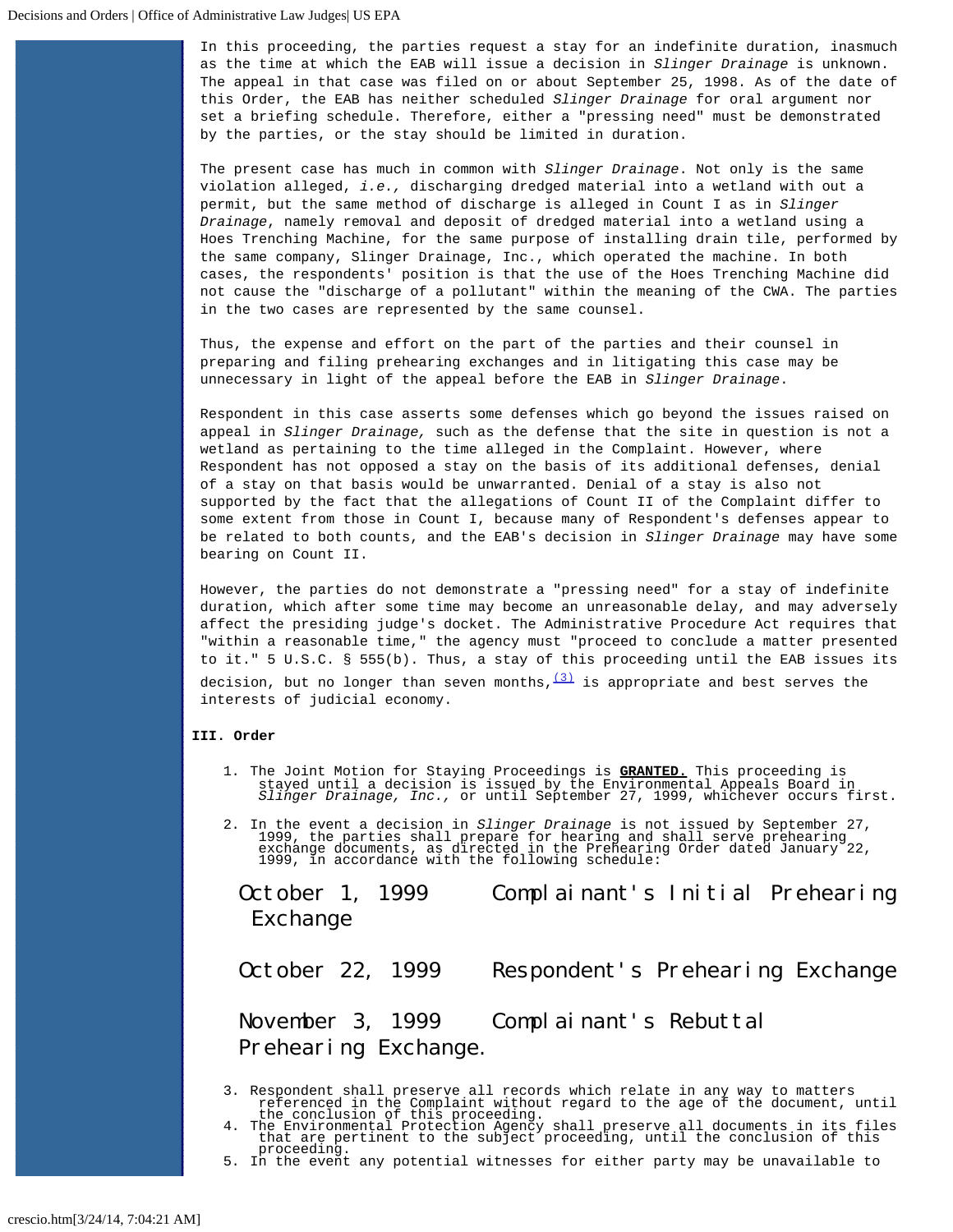In this proceeding, the parties request a stay for an indefinite duration, inasmuch as the time at which the EAB will issue a decision in *Slinger Drainage* is unknown. The appeal in that case was filed on or about September 25, 1998. As of the date of this Order, the EAB has neither scheduled *Slinger Drainage* for oral argument nor set a briefing schedule. Therefore, either a "pressing need" must be demonstrated by the parties, or the stay should be limited in duration.

The present case has much in common with *Slinger Drainage*. Not only is the same violation alleged, *i.e.,* discharging dredged material into a wetland with out a permit, but the same method of discharge is alleged in Count I as in *Slinger Drainage*, namely removal and deposit of dredged material into a wetland using a Hoes Trenching Machine, for the same purpose of installing drain tile, performed by the same company, Slinger Drainage, Inc., which operated the machine. In both cases, the respondents' position is that the use of the Hoes Trenching Machine did not cause the "discharge of a pollutant" within the meaning of the CWA. The parties in the two cases are represented by the same counsel.

Thus, the expense and effort on the part of the parties and their counsel in preparing and filing prehearing exchanges and in litigating this case may be unnecessary in light of the appeal before the EAB in *Slinger Drainage*.

Respondent in this case asserts some defenses which go beyond the issues raised on appeal in *Slinger Drainage,* such as the defense that the site in question is not a wetland as pertaining to the time alleged in the Complaint. However, where Respondent has not opposed a stay on the basis of its additional defenses, denial of a stay on that basis would be unwarranted. Denial of a stay is also not supported by the fact that the allegations of Count II of the Complaint differ to some extent from those in Count I, because many of Respondent's defenses appear to be related to both counts, and the EAB's decision in *Slinger Drainage* may have some bearing on Count II.

However, the parties do not demonstrate a "pressing need" for a stay of indefinite duration, which after some time may become an unreasonable delay, and may adversely affect the presiding judge's docket. The Administrative Procedure Act requires that "within a reasonable time," the agency must "proceed to conclude a matter presented to it." 5 U.S.C. § 555(b). Thus, a stay of this proceeding until the EAB issues its decision, but no longer than seven months,[(3)] is appropriate and best serves the interests of judicial economy.

**III. Order**

1. The Joint Motion for Staying Proceedings is **GRANTED.** This proceeding is stayed until a decision is issued by the Environmental Appeals Board in *Slinger Drainage, Inc.,* or until September 27, 1999, whichever occurs first.
2. In the event a decision in *Slinger Drainage* is not issued by September 27, 1999, the parties shall prepare for hearing and shall serve prehearing exchange documents, as directed in the Prehearing Order dated January 22, 1999, in accordance with the following schedule:

| | |
|---|---|
| October 1, 1999 | Complainant's Initial Prehearing Exchange |
| October 22, 1999 | Respondent's Prehearing Exchange |
| November 3, 1999 | Complainant's Rebuttal Prehearing Exchange. |

3. Respondent shall preserve all records which relate in any way to matters referenced in the Complaint without regard to the age of the document, until the conclusion of this proceeding.
4. The Environmental Protection Agency shall preserve all documents in its files that are pertinent to the subject proceeding, until the conclusion of this proceeding.
5. In the event any potential witnesses for either party may be unavailable to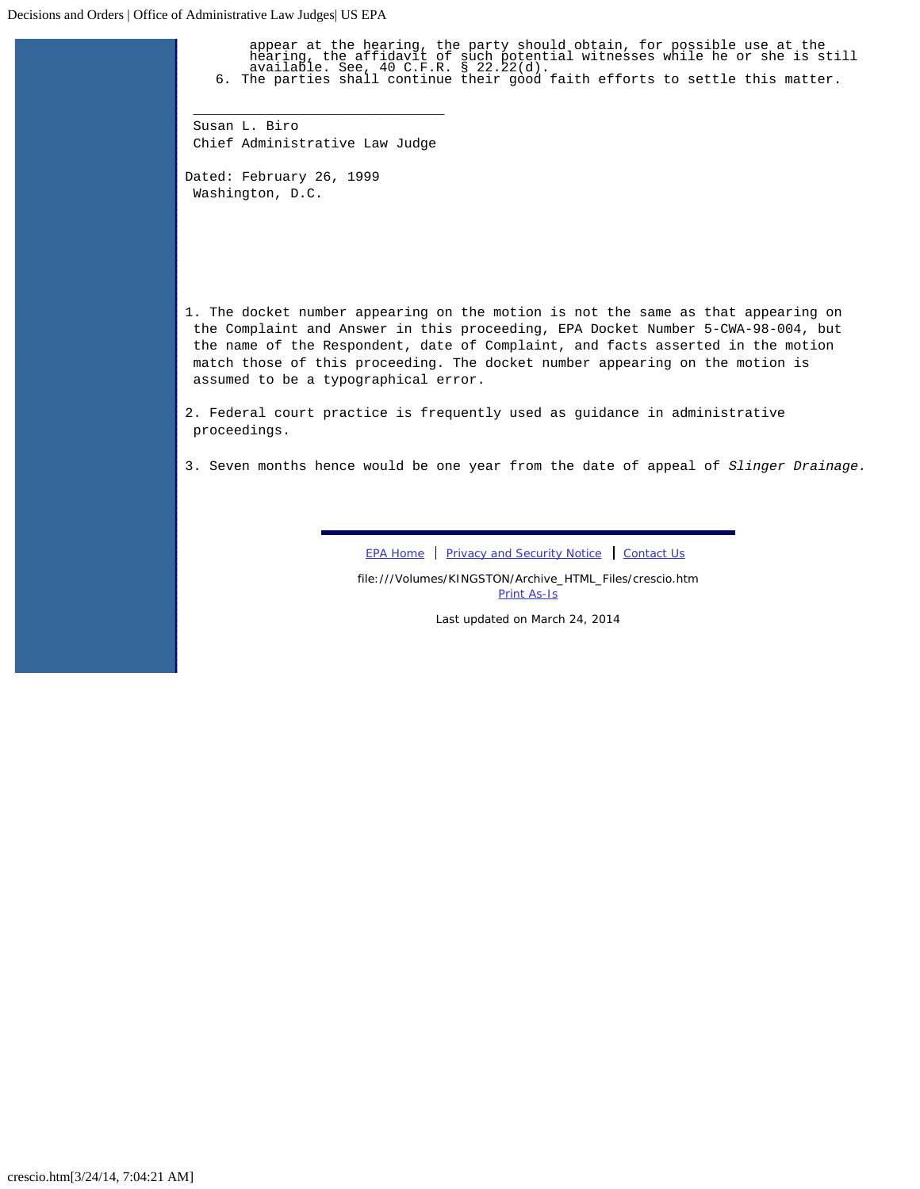appear at the hearing, the party should obtain, for possible use at the hearing, the affidavit of such potential witnesses while he or she is still available. See, 40 C.F.R. § 22.22(d).

6. The parties shall continue their good faith efforts to settle this matter.

\_\_\_\_\_\_\_\_\_\_\_\_\_\_\_\_\_\_\_\_\_\_\_\_\_\_\_\_\_\_\_

Susan L. Biro
Chief Administrative Law Judge

Dated: February 26, 1999
Washington, D.C.

1. The docket number appearing on the motion is not the same as that appearing on the Complaint and Answer in this proceeding, EPA Docket Number 5-CWA-98-004, but the name of the Respondent, date of Complaint, and facts asserted in the motion match those of this proceeding. The docket number appearing on the motion is assumed to be a typographical error.

2. Federal court practice is frequently used as guidance in administrative proceedings.

3. Seven months hence would be one year from the date of appeal of *Slinger Drainage.*